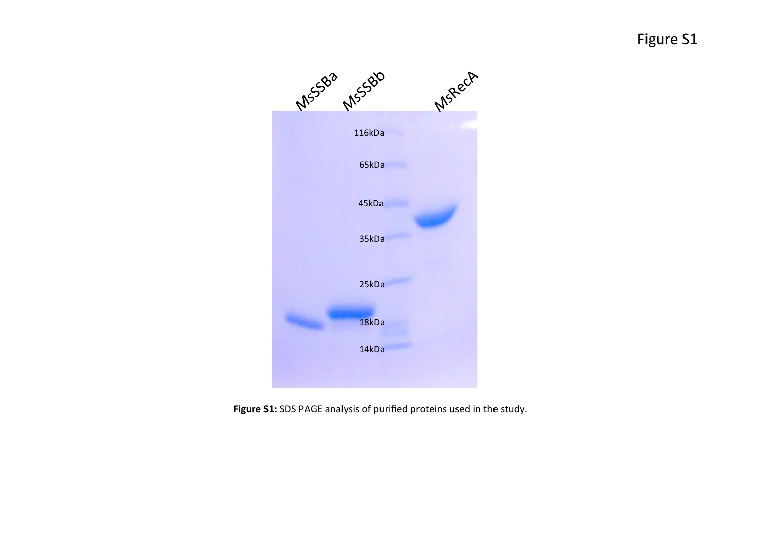# Figure S1

**Figure S1:** SDS PAGE analysis of purified proteins used in the study.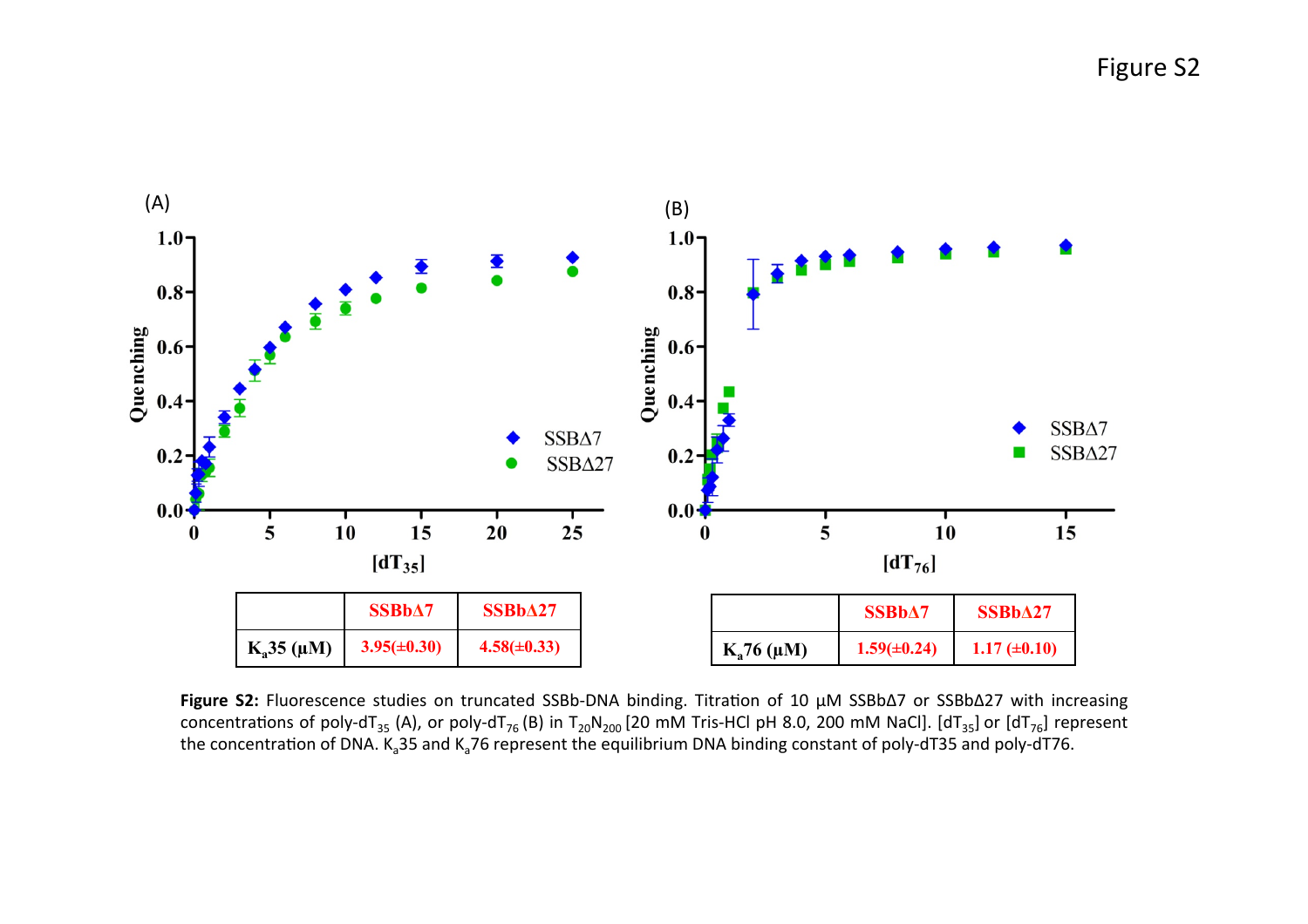Figure S2

(A)

| | SSBbΔ7 | SSBbΔ27 |
|---|---|---|
| $K_a35$ (μM) | 3.95(±0.30) | 4.58(±0.33) |

(B)

| | SSBbΔ7 | SSBbΔ27 |
|---|---|---|
| $K_a76$ (μM) | 1.59(±0.24) | 1.17 (±0.10) |

**Figure S2:** Fluorescence studies on truncated SSBb-DNA binding. Titration of 10 µM SSBbΔ7 or SSBbΔ27 with increasing concentrations of poly-$dT_{35}$ (A), or poly-$dT_{76}$ (B) in $T_{20}N_{200}$ [20 mM Tris-HCl pH 8.0, 200 mM NaCl]. [$dT_{35}$] or [$dT_{76}$] represent the concentration of DNA. $K_a35$ and $K_a76$ represent the equilibrium DNA binding constant of poly-dT35 and poly-dT76.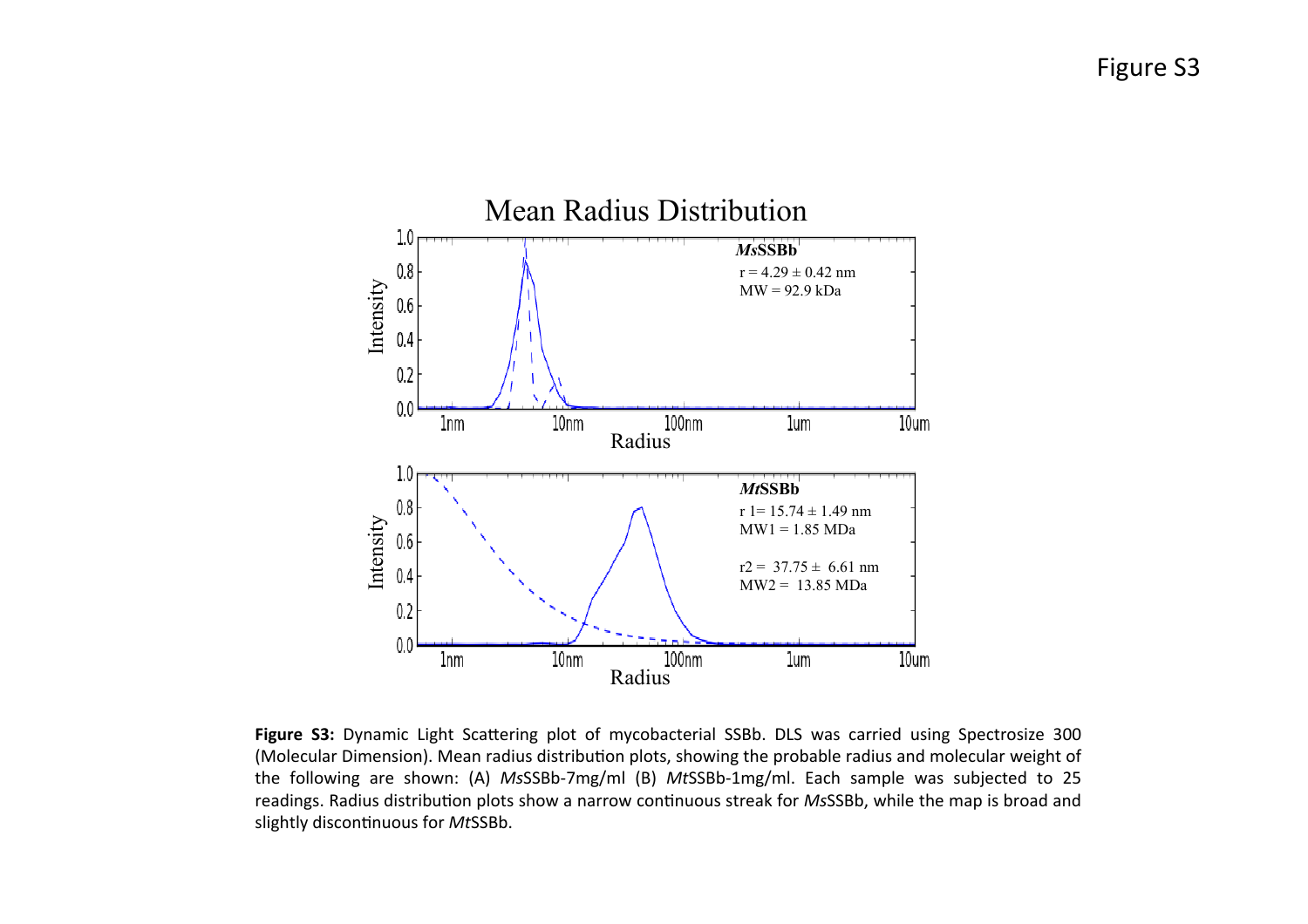Figure S3

**Figure S3:** Dynamic Light Scattering plot of mycobacterial SSBb. DLS was carried using Spectrosize 300 (Molecular Dimension). Mean radius distribution plots, showing the probable radius and molecular weight of the following are shown: (A) *Ms*SSBb-7mg/ml (B) *Mt*SSBb-1mg/ml. Each sample was subjected to 25 readings. Radius distribution plots show a narrow continuous streak for *Ms*SSBb, while the map is broad and slightly discontinuous for *Mt*SSBb.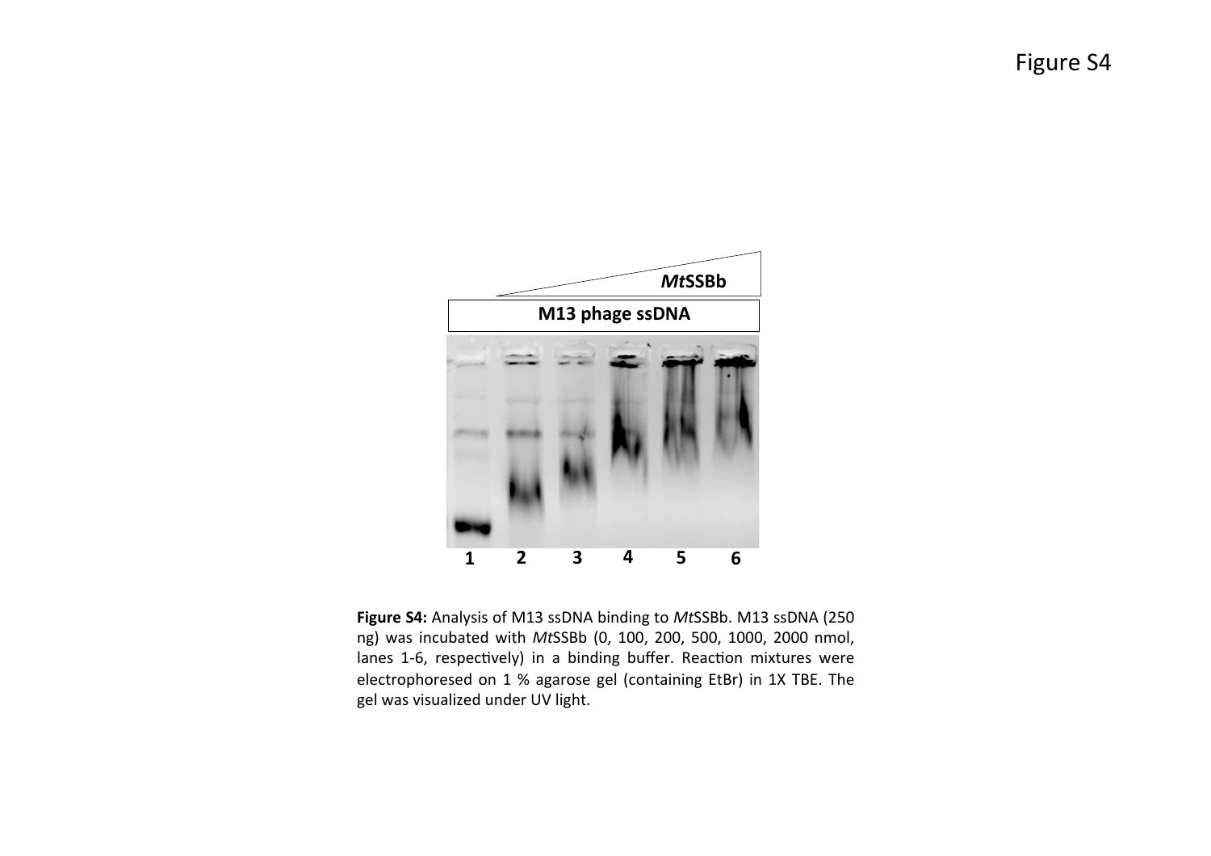Figure S4

**Figure S4:** Analysis of M13 ssDNA binding to *Mt*SSBb. M13 ssDNA (250 ng) was incubated with *Mt*SSBb (0, 100, 200, 500, 1000, 2000 nmol, lanes 1-6, respectively) in a binding buffer. Reaction mixtures were electrophoresed on 1 % agarose gel (containing EtBr) in 1X TBE. The gel was visualized under UV light.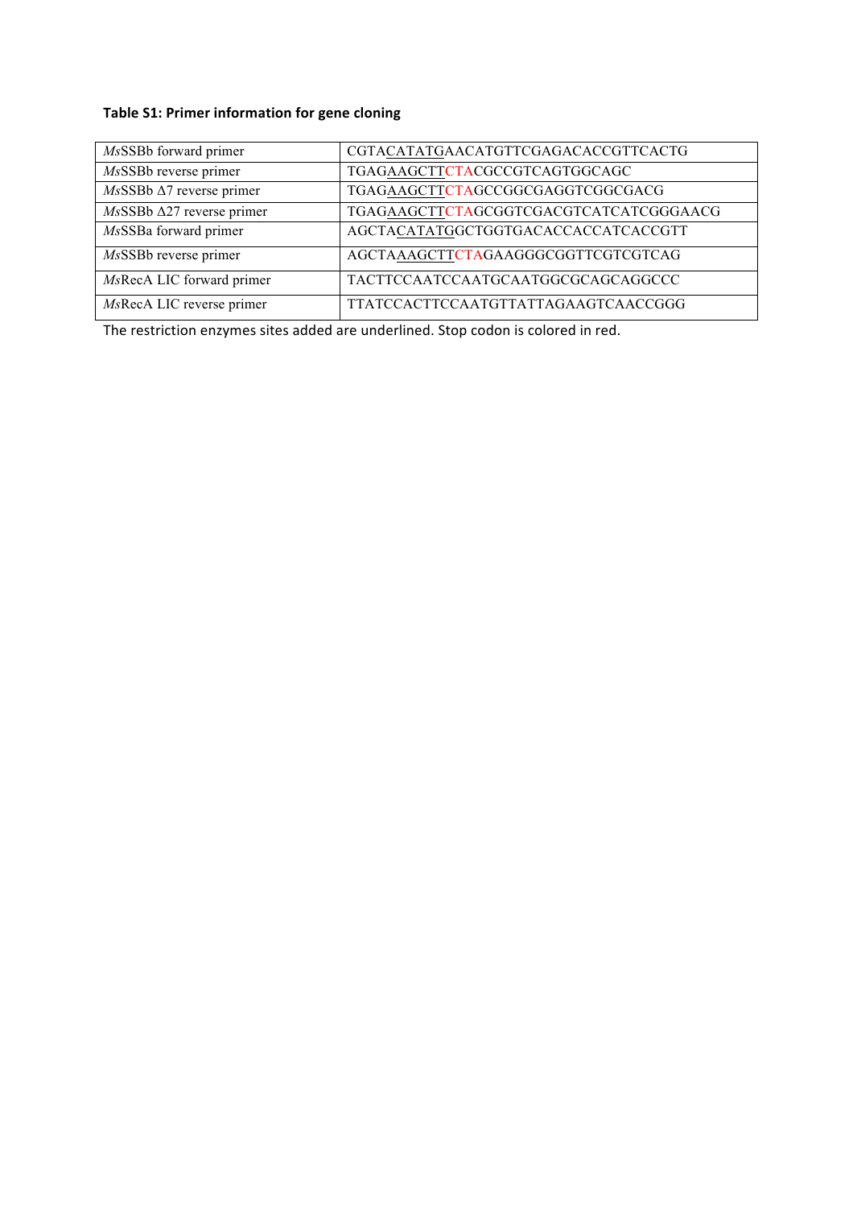**Table S1: Primer information for gene cloning**

| | |
|---|---|
| *Ms*SSBb forward primer | CGTACATATGAACATGTTCGAGACACCGTTCACTG |
| *Ms*SSBb reverse primer | TGAGAAGCTTCTACGCCGTCAGTGGCAGC |
| *Ms*SSBb Δ7 reverse primer | TGAGAAGCTTCTAGCCGGCGAGGTCGGCGACG |
| *Ms*SSBb Δ27 reverse primer | TGAGAAGCTTCTAGCGGTCGACGTCATCATCGGGAACG |
| *Ms*SSBa forward primer | AGCTACATATGGCTGGTGACACCACCATCACCGTT |
| *Ms*SSBb reverse primer | AGCTAAAGCTTCTAGAAGGGCGGTTCGTCGTCAG |
| *Ms*RecA LIC forward primer | TACTTCCAATCCAATGCAATGGCGCAGCAGGCCC |
| *Ms*RecA LIC reverse primer | TTATCCACTTCCAATGTTATTAGAAGTCAACCGGG |

The restriction enzymes sites added are underlined. Stop codon is colored in red.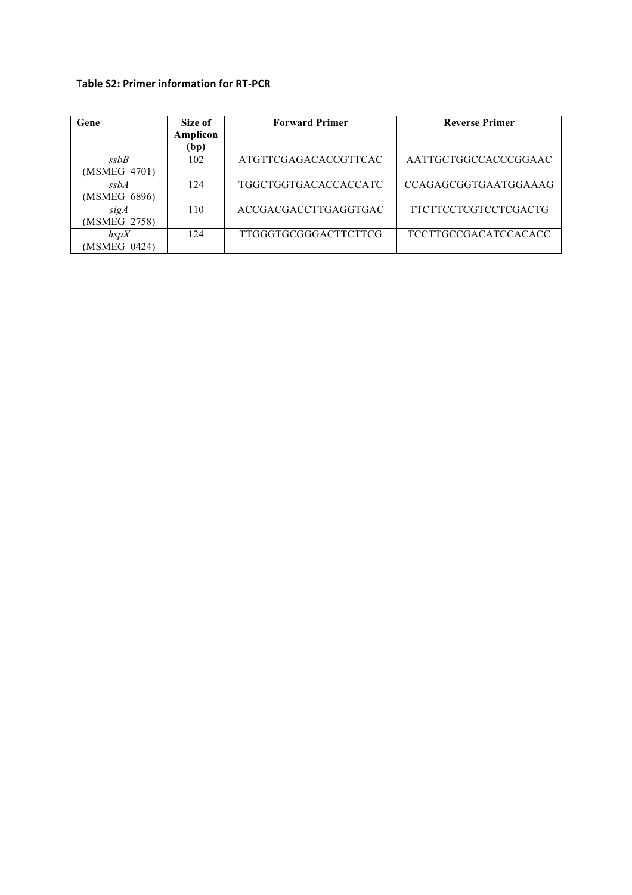**Table S2: Primer information for RT-PCR**

| Gene | Size of Amplicon (bp) | Forward Primer | Reverse Primer |
|---|---|---|---|
| *ssbB* (MSMEG_4701) | 102 | ATGTTCGAGACACCGTTCAC | AATTGCTGGCCACCCGGAAC |
| *ssbA* (MSMEG_6896) | 124 | TGGCTGGTGACACCACCATC | CCAGAGCGGTGAATGGAAAG |
| *sigA* (MSMEG_2758) | 110 | ACCGACGACCTTGAGGTGAC | TTCTTCCTCGTCCTCGACTG |
| *hspX* (MSMEG_0424) | 124 | TTGGGTGCGGGACTTCTTCG | TCCTTGCCGACATCCACACC |